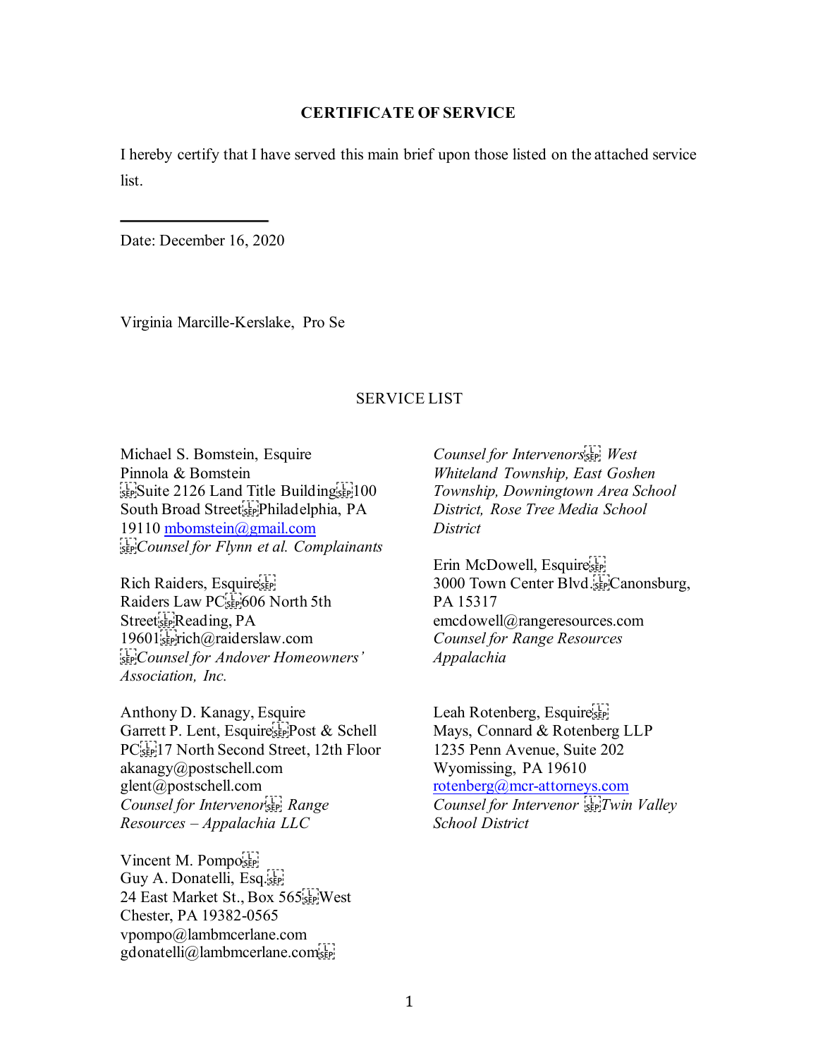**CERTIFICATE OF SERVICE**

I hereby certify that I have served this main brief upon those listed on the attached service list.

\_\_\_\_\_\_\_\_\_\_\_\_\_\_\_\_\_\_\_\_

Date: December 16, 2020

Virginia Marcille-Kerslake, Pro Se

SERVICE LIST

Michael S. Bomstein, Esquire
Pinnola & Bomstein
Suite 2126 Land Title Building 100 South Broad Street Philadelphia, PA 19110 mbomstein@gmail.com
*Counsel for Flynn et al. Complainants*

Rich Raiders, Esquire
Raiders Law PC 606 North 5th Street Reading, PA 19601 rich@raiderslaw.com
*Counsel for Andover Homeowners' Association, Inc.*

Anthony D. Kanagy, Esquire
Garrett P. Lent, Esquire Post & Schell PC 17 North Second Street, 12th Floor
akanagy@postschell.com
glent@postschell.com
*Counsel for Intervenor Range Resources – Appalachia LLC*

Vincent M. Pompo
Guy A. Donatelli, Esq.
24 East Market St., Box 565 West Chester, PA 19382-0565
vpompo@lambmcerlane.com
gdonatelli@lambmcerlane.com
*Counsel for Intervenors West Whiteland Township, East Goshen Township, Downingtown Area School District, Rose Tree Media School District*

Erin McDowell, Esquire
3000 Town Center Blvd. Canonsburg, PA 15317
emcdowell@rangeresources.com
*Counsel for Range Resources Appalachia*

Leah Rotenberg, Esquire
Mays, Connard & Rotenberg LLP
1235 Penn Avenue, Suite 202
Wyomissing, PA 19610
rotenberg@mcr-attorneys.com
*Counsel for Intervenor Twin Valley School District*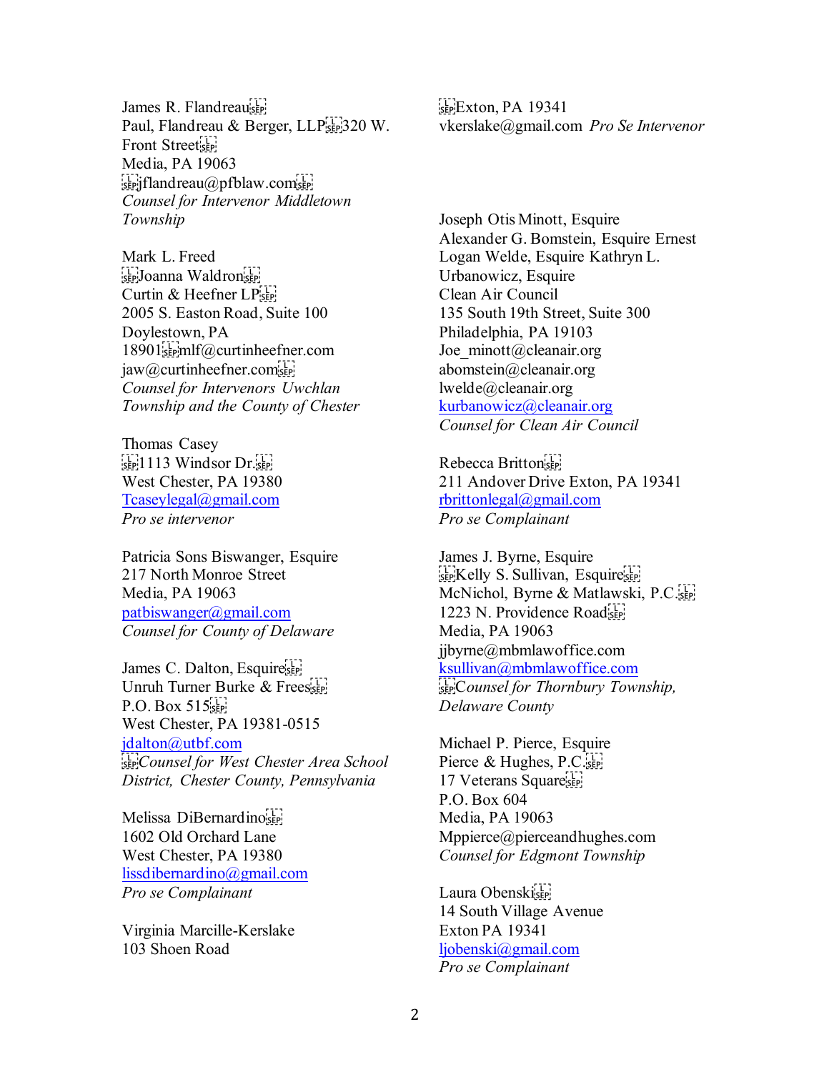James R. Flandreau
Paul, Flandreau & Berger, LLP 320 W. Front Street
Media, PA 19063
jflandreau@pfblaw.com
*Counsel for Intervenor Middletown Township*

Mark L. Freed
Joanna Waldron
Curtin & Heefner LP
2005 S. Easton Road, Suite 100
Doylestown, PA
18901 mlf@curtinheefner.com
jaw@curtinheefner.com
*Counsel for Intervenors Uwchlan Township and the County of Chester*

Thomas Casey
1113 Windsor Dr.
West Chester, PA 19380
Tcaseylegal@gmail.com
*Pro se intervenor*

Patricia Sons Biswanger, Esquire
217 North Monroe Street
Media, PA 19063
patbiswanger@gmail.com
*Counsel for County of Delaware*

James C. Dalton, Esquire
Unruh Turner Burke & Frees
P.O. Box 515
West Chester, PA 19381-0515
jdalton@utbf.com
*Counsel for West Chester Area School District, Chester County, Pennsylvania*

Melissa DiBernardino
1602 Old Orchard Lane
West Chester, PA 19380
lissdibernardino@gmail.com
*Pro se Complainant*

Virginia Marcille-Kerslake
103 Shoen Road
Exton, PA 19341
vkerslake@gmail.com *Pro Se Intervenor*

Joseph Otis Minott, Esquire
Alexander G. Bomstein, Esquire Ernest Logan Welde, Esquire Kathryn L. Urbanowicz, Esquire
Clean Air Council
135 South 19th Street, Suite 300
Philadelphia, PA 19103
Joe_minott@cleanair.org
abomstein@cleanair.org
lwelde@cleanair.org
kurbanowicz@cleanair.org
*Counsel for Clean Air Council*

Rebecca Britton
211 Andover Drive Exton, PA 19341
rbrittonlegal@gmail.com
*Pro se Complainant*

James J. Byrne, Esquire
Kelly S. Sullivan, Esquire
McNichol, Byrne & Matlawski, P.C.
1223 N. Providence Road
Media, PA 19063
jjbyrne@mbmlawoffice.com
ksullivan@mbmlawoffice.com
*Counsel for Thornbury Township, Delaware County*

Michael P. Pierce, Esquire
Pierce & Hughes, P.C.
17 Veterans Square
P.O. Box 604
Media, PA 19063
Mppierce@pierceandhughes.com
*Counsel for Edgmont Township*

Laura Obenski
14 South Village Avenue
Exton PA 19341
ljobenski@gmail.com
*Pro se Complainant*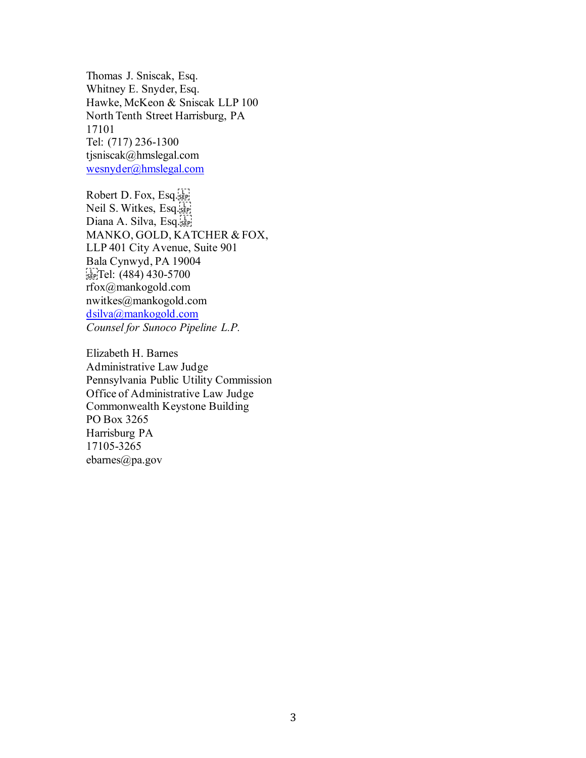Thomas J. Sniscak, Esq.
Whitney E. Snyder, Esq.
Hawke, McKeon & Sniscak LLP 100
North Tenth Street Harrisburg, PA
17101
Tel: (717) 236-1300
tjsniscak@hmslegal.com
wesnyder@hmslegal.com

Robert D. Fox, Esq.
Neil S. Witkes, Esq.
Diana A. Silva, Esq.
MANKO, GOLD, KATCHER & FOX,
LLP 401 City Avenue, Suite 901
Bala Cynwyd, PA 19004
Tel: (484) 430-5700
rfox@mankogold.com
nwitkes@mankogold.com
dsilva@mankogold.com
*Counsel for Sunoco Pipeline L.P.*

Elizabeth H. Barnes
Administrative Law Judge
Pennsylvania Public Utility Commission
Office of Administrative Law Judge
Commonwealth Keystone Building
PO Box 3265
Harrisburg PA
17105-3265
ebarnes@pa.gov